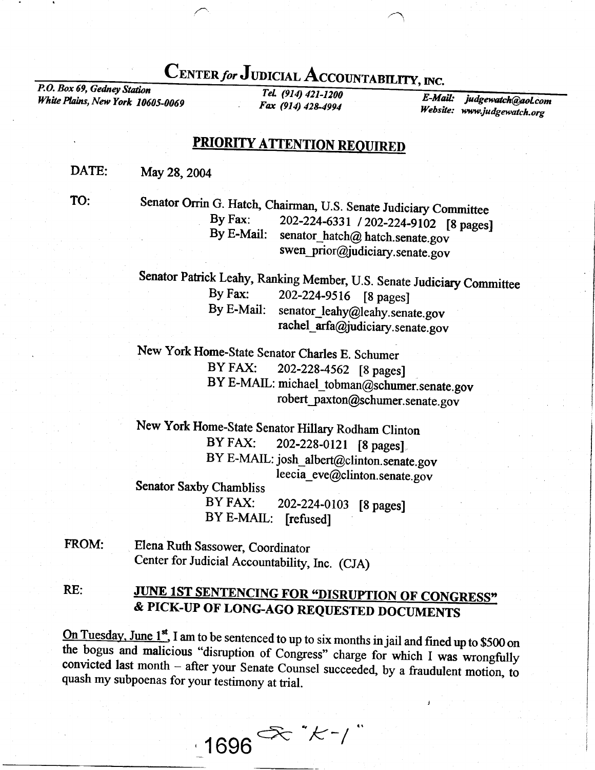# CENTER *for* JUDICIAL ACCOUNTABILITY, INC.

*P.O. Box 69, Gedney Station*
*White Plains, New York 10605-0069*

*Tel. (914) 421-1200*
*Fax (914) 428-4994*

*E-Mail: judgewatch@aol.com*
*Website: www.judgewatch.org*

## PRIORITY ATTENTION REQUIRED

DATE: May 28, 2004

TO: Senator Orrin G. Hatch, Chairman, U.S. Senate Judiciary Committee
By Fax: 202-224-6331 / 202-224-9102 [8 pages]
By E-Mail: senator_hatch@ hatch.senate.gov
swen_prior@judiciary.senate.gov

Senator Patrick Leahy, Ranking Member, U.S. Senate Judiciary Committee
By Fax: 202-224-9516 [8 pages]
By E-Mail: senator_leahy@leahy.senate.gov
rachel_arfa@judiciary.senate.gov

New York Home-State Senator Charles E. Schumer
BY FAX: 202-228-4562 [8 pages]
BY E-MAIL: michael_tobman@schumer.senate.gov
robert_paxton@schumer.senate.gov

New York Home-State Senator Hillary Rodham Clinton
BY FAX: 202-228-0121 [8 pages]
BY E-MAIL: josh_albert@clinton.senate.gov
leecia_eve@clinton.senate.gov

Senator Saxby Chambliss
BY FAX: 202-224-0103 [8 pages]
BY E-MAIL: [refused]

FROM: Elena Ruth Sassower, Coordinator
Center for Judicial Accountability, Inc. (CJA)

RE: **JUNE 1ST SENTENCING FOR "DISRUPTION OF CONGRESS" & PICK-UP OF LONG-AGO REQUESTED DOCUMENTS**

On Tuesday, June 1st, I am to be sentenced to up to six months in jail and fined up to $500 on the bogus and malicious "disruption of Congress" charge for which I was wrongfully convicted last month – after your Senate Counsel succeeded, by a fraudulent motion, to quash my subpoenas for your testimony at trial.

1696 Ex "K-1"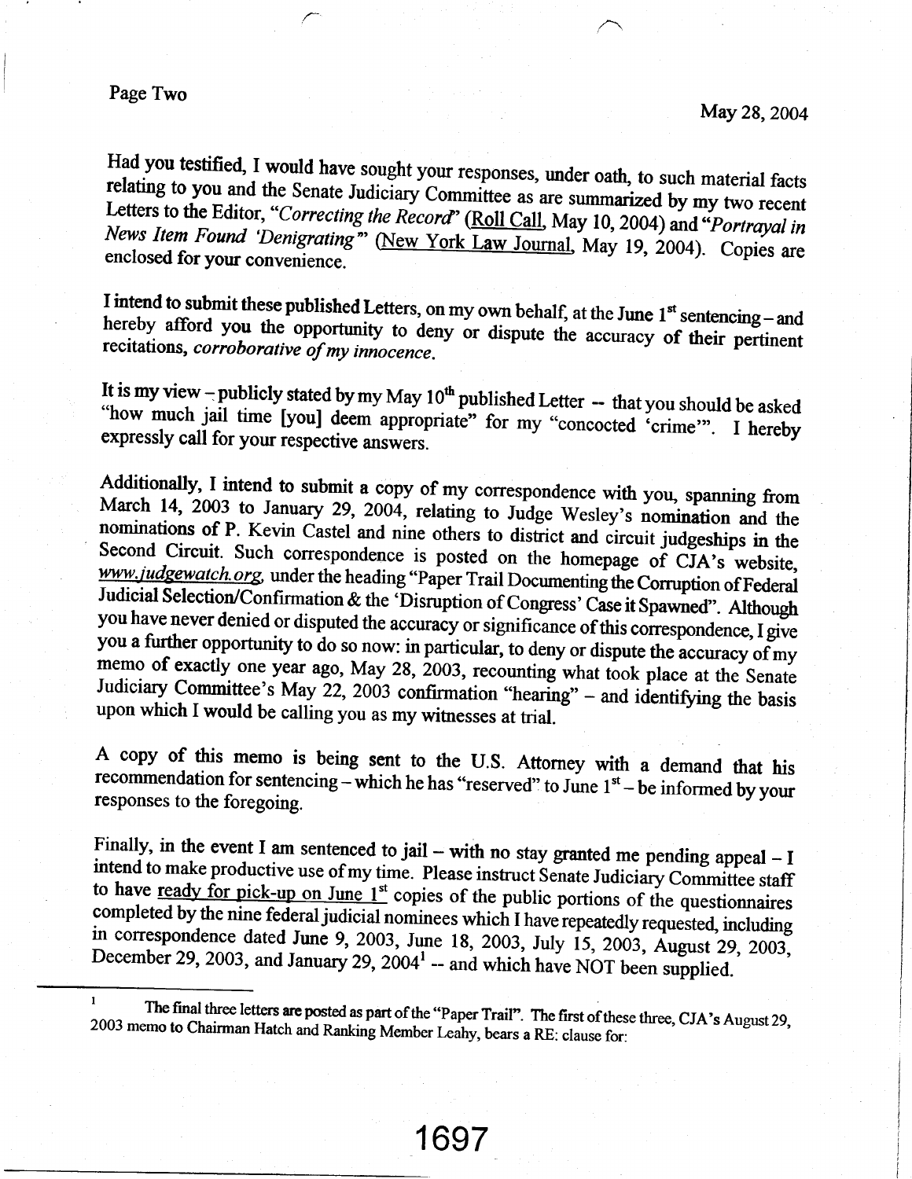Had you testified, I would have sought your responses, under oath, to such material facts relating to you and the Senate Judiciary Committee as are summarized by my two recent Letters to the Editor, "*Correcting the Record*" (Roll Call, May 10, 2004) and "*Portrayal in News Item Found 'Denigrating'*" (New York Law Journal, May 19, 2004). Copies are enclosed for your convenience.

I intend to submit these published Letters, on my own behalf, at the June 1st sentencing – and hereby afford you the opportunity to deny or dispute the accuracy of their pertinent recitations, *corroborative of my innocence*.

It is my view – publicly stated by my May 10th published Letter -- that you should be asked "how much jail time [you] deem appropriate" for my "concocted 'crime'". I hereby expressly call for your respective answers.

Additionally, I intend to submit a copy of my correspondence with you, spanning from March 14, 2003 to January 29, 2004, relating to Judge Wesley's nomination and the nominations of P. Kevin Castel and nine others to district and circuit judgeships in the Second Circuit. Such correspondence is posted on the homepage of CJA's website, *www.judgewatch.org*, under the heading "Paper Trail Documenting the Corruption of Federal Judicial Selection/Confirmation & the 'Disruption of Congress' Case it Spawned". Although you have never denied or disputed the accuracy or significance of this correspondence, I give you a further opportunity to do so now: in particular, to deny or dispute the accuracy of my memo of exactly one year ago, May 28, 2003, recounting what took place at the Senate Judiciary Committee's May 22, 2003 confirmation "hearing" – and identifying the basis upon which I would be calling you as my witnesses at trial.

A copy of this memo is being sent to the U.S. Attorney with a demand that his recommendation for sentencing – which he has "reserved" to June 1st – be informed by your responses to the foregoing.

Finally, in the event I am sentenced to jail – with no stay granted me pending appeal – I intend to make productive use of my time. Please instruct Senate Judiciary Committee staff to have ready for pick-up on June 1st copies of the public portions of the questionnaires completed by the nine federal judicial nominees which I have repeatedly requested, including in correspondence dated June 9, 2003, June 18, 2003, July 15, 2003, August 29, 2003, December 29, 2003, and January 29, 2004[1] -- and which have NOT been supplied.

---

[1] The final three letters are posted as part of the "Paper Trail". The first of these three, CJA's August 29, 2003 memo to Chairman Hatch and Ranking Member Leahy, bears a RE: clause for: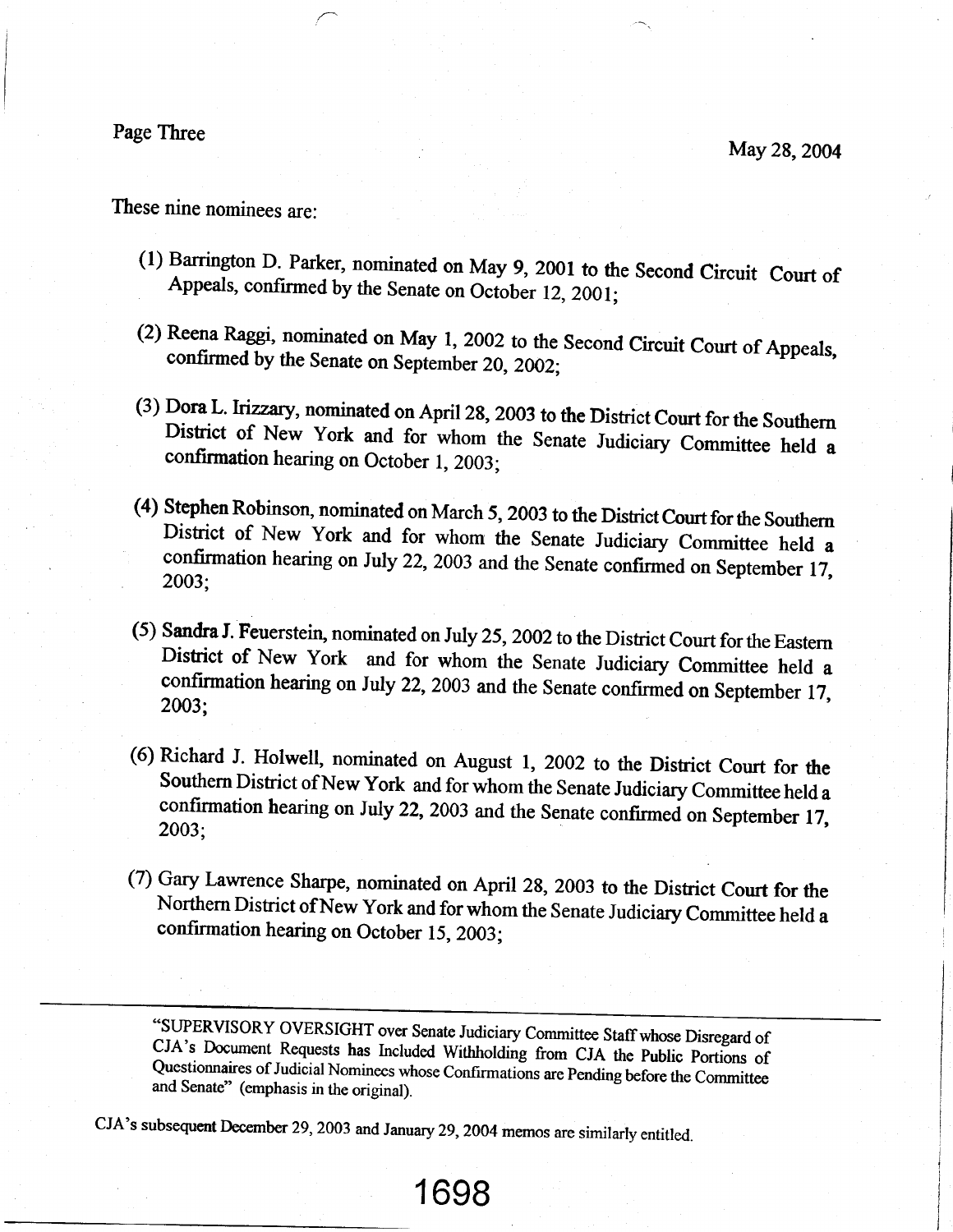These nine nominees are:

(1) Barrington D. Parker, nominated on May 9, 2001 to the Second Circuit Court of Appeals, confirmed by the Senate on October 12, 2001;

(2) Reena Raggi, nominated on May 1, 2002 to the Second Circuit Court of Appeals, confirmed by the Senate on September 20, 2002;

(3) Dora L. Irizzary, nominated on April 28, 2003 to the District Court for the Southern District of New York and for whom the Senate Judiciary Committee held a confirmation hearing on October 1, 2003;

(4) Stephen Robinson, nominated on March 5, 2003 to the District Court for the Southern District of New York and for whom the Senate Judiciary Committee held a confirmation hearing on July 22, 2003 and the Senate confirmed on September 17, 2003;

(5) Sandra J. Feuerstein, nominated on July 25, 2002 to the District Court for the Eastern District of New York and for whom the Senate Judiciary Committee held a confirmation hearing on July 22, 2003 and the Senate confirmed on September 17, 2003;

(6) Richard J. Holwell, nominated on August 1, 2002 to the District Court for the Southern District of New York and for whom the Senate Judiciary Committee held a confirmation hearing on July 22, 2003 and the Senate confirmed on September 17, 2003;

(7) Gary Lawrence Sharpe, nominated on April 28, 2003 to the District Court for the Northern District of New York and for whom the Senate Judiciary Committee held a confirmation hearing on October 15, 2003;

---

"SUPERVISORY OVERSIGHT over Senate Judiciary Committee Staff whose Disregard of CJA's Document Requests has Included Withholding from CJA the Public Portions of Questionnaires of Judicial Nominees whose Confirmations are Pending before the Committee and Senate" (emphasis in the original).

CJA's subsequent December 29, 2003 and January 29, 2004 memos are similarly entitled.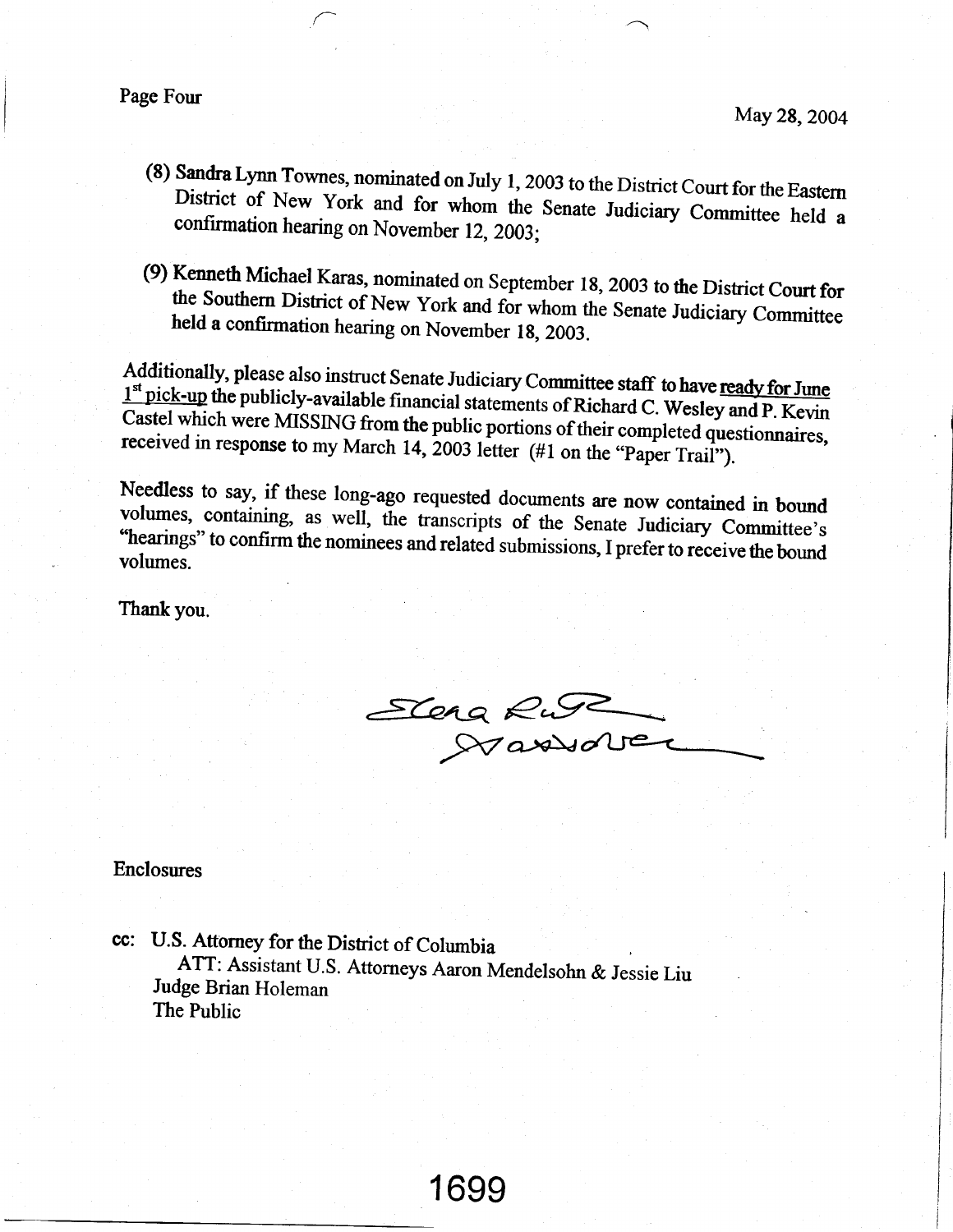Page Four

May 28, 2004

(8) Sandra Lynn Townes, nominated on July 1, 2003 to the District Court for the Eastern District of New York and for whom the Senate Judiciary Committee held a confirmation hearing on November 12, 2003;

(9) Kenneth Michael Karas, nominated on September 18, 2003 to the District Court for the Southern District of New York and for whom the Senate Judiciary Committee held a confirmation hearing on November 18, 2003.

Additionally, please also instruct Senate Judiciary Committee staff to have ready for June 1st pick-up the publicly-available financial statements of Richard C. Wesley and P. Kevin Castel which were MISSING from the public portions of their completed questionnaires, received in response to my March 14, 2003 letter (#1 on the "Paper Trail").

Needless to say, if these long-ago requested documents are now contained in bound volumes, containing, as well, the transcripts of the Senate Judiciary Committee's "hearings" to confirm the nominees and related submissions, I prefer to receive the bound volumes.

Thank you.

Elena Ruth Sassower

Enclosures

cc: U.S. Attorney for the District of Columbia
  ATT: Assistant U.S. Attorneys Aaron Mendelsohn & Jessie Liu
  Judge Brian Holeman
  The Public